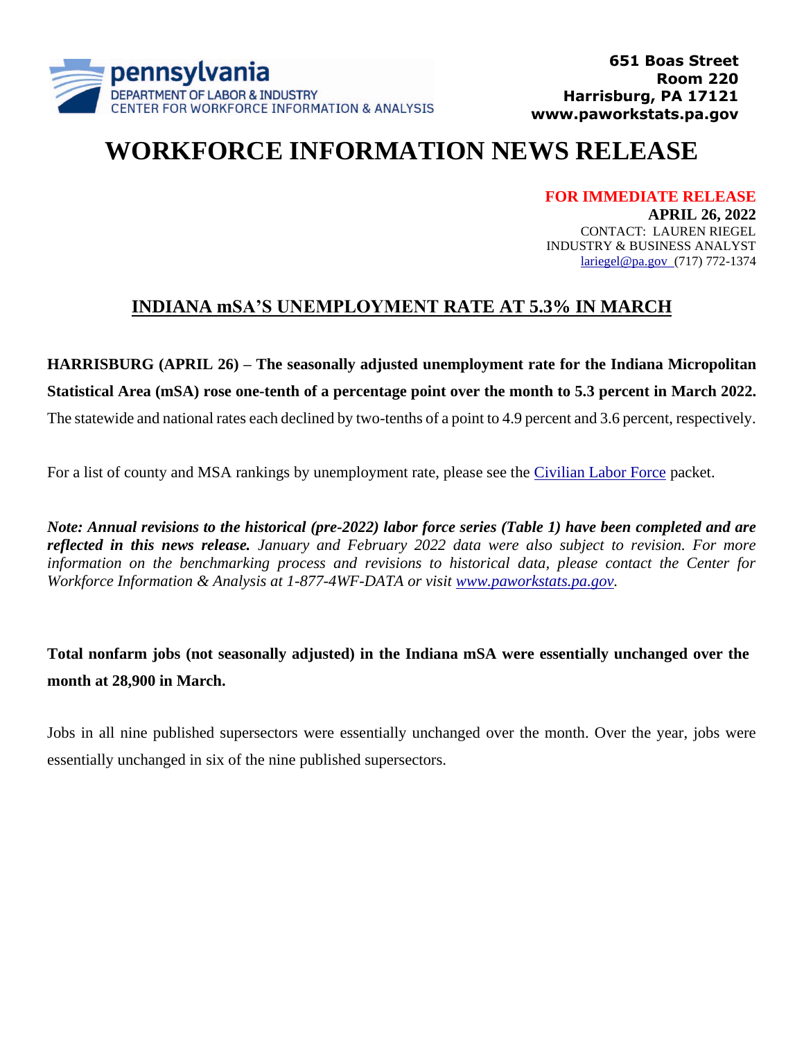pennsylvania
DEPARTMENT OF LABOR & INDUSTRY
CENTER FOR WORKFORCE INFORMATION & ANALYSIS

**651 Boas Street**
**Room 220**
**Harrisburg, PA 17121**
**www.paworkstats.pa.gov**

# WORKFORCE INFORMATION NEWS RELEASE

**FOR IMMEDIATE RELEASE**
**APRIL 26, 2022**
CONTACT: LAUREN RIEGEL
INDUSTRY & BUSINESS ANALYST
lariegel@pa.gov (717) 772-1374

## INDIANA mSA'S UNEMPLOYMENT RATE AT 5.3% IN MARCH

**HARRISBURG (APRIL 26) – The seasonally adjusted unemployment rate for the Indiana Micropolitan Statistical Area (mSA) rose one-tenth of a percentage point over the month to 5.3 percent in March 2022.** The statewide and national rates each declined by two-tenths of a point to 4.9 percent and 3.6 percent, respectively.

For a list of county and MSA rankings by unemployment rate, please see the Civilian Labor Force packet.

***Note: Annual revisions to the historical (pre-2022) labor force series (Table 1) have been completed and are reflected in this news release.*** *January and February 2022 data were also subject to revision. For more information on the benchmarking process and revisions to historical data, please contact the Center for Workforce Information & Analysis at 1-877-4WF-DATA or visit www.paworkstats.pa.gov.*

**Total nonfarm jobs (not seasonally adjusted) in the Indiana mSA were essentially unchanged over the month at 28,900 in March.**

Jobs in all nine published supersectors were essentially unchanged over the month. Over the year, jobs were essentially unchanged in six of the nine published supersectors.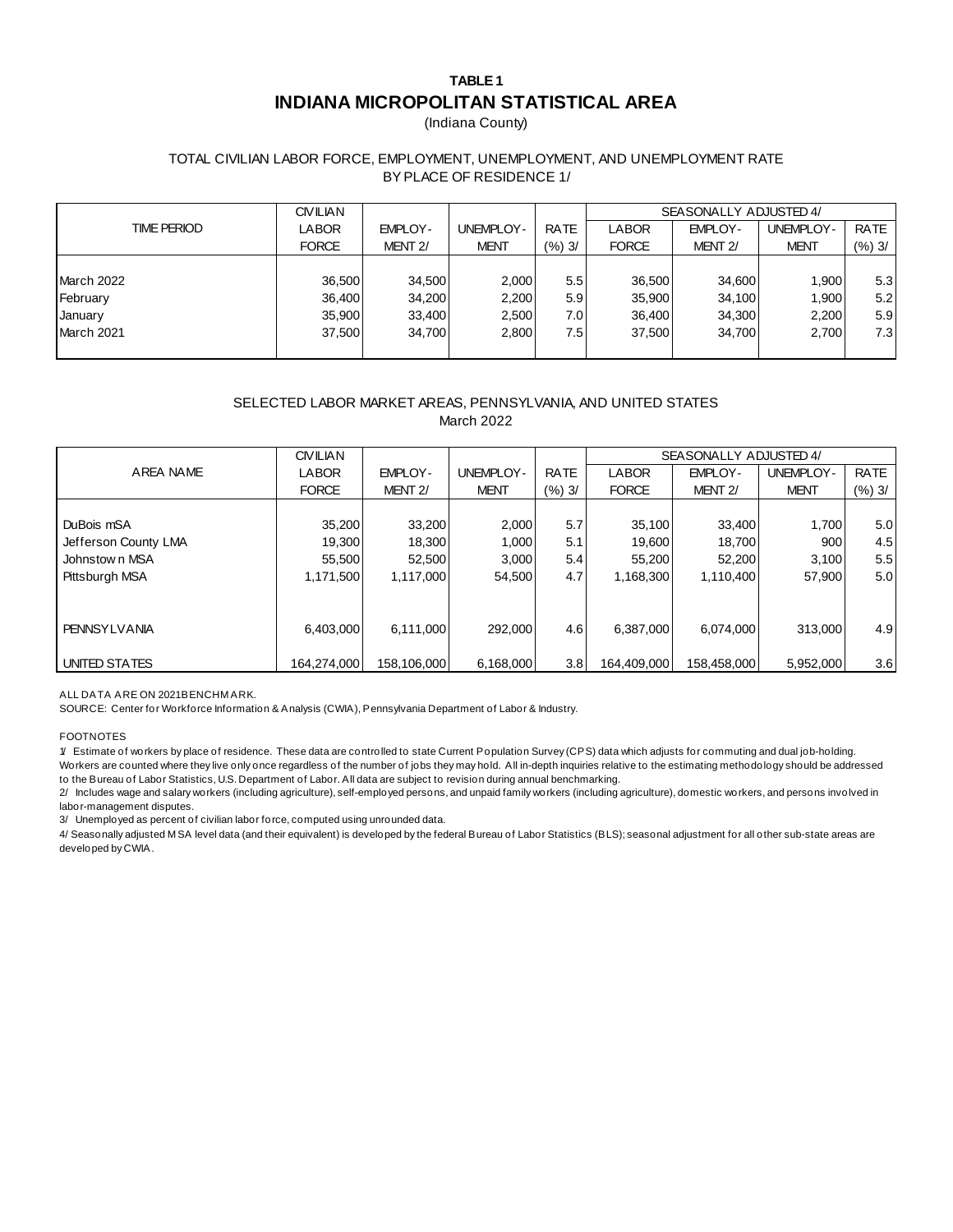**TABLE 1**

# INDIANA MICROPOLITAN STATISTICAL AREA

(Indiana County)

TOTAL CIVILIAN LABOR FORCE, EMPLOYMENT, UNEMPLOYMENT, AND UNEMPLOYMENT RATE BY PLACE OF RESIDENCE 1/

| TIME PERIOD | CIVILIAN LABOR FORCE | EMPLOY-MENT 2/ | UNEMPLOY-MENT | RATE (%) 3/ | SEASONALLY ADJUSTED 4/ LABOR FORCE | EMPLOY-MENT 2/ | UNEMPLOY-MENT | RATE (%) 3/ |
|---|---|---|---|---|---|---|---|---|
| March 2022 | 36,500 | 34,500 | 2,000 | 5.5 | 36,500 | 34,600 | 1,900 | 5.3 |
| February | 36,400 | 34,200 | 2,200 | 5.9 | 35,900 | 34,100 | 1,900 | 5.2 |
| January | 35,900 | 33,400 | 2,500 | 7.0 | 36,400 | 34,300 | 2,200 | 5.9 |
| March 2021 | 37,500 | 34,700 | 2,800 | 7.5 | 37,500 | 34,700 | 2,700 | 7.3 |

SELECTED LABOR MARKET AREAS, PENNSYLVANIA, AND UNITED STATES

March 2022

| AREA NAME | CIVILIAN LABOR FORCE | EMPLOY-MENT 2/ | UNEMPLOY-MENT | RATE (%) 3/ | SEASONALLY ADJUSTED 4/ LABOR FORCE | EMPLOY-MENT 2/ | UNEMPLOY-MENT | RATE (%) 3/ |
|---|---|---|---|---|---|---|---|---|
| DuBois mSA | 35,200 | 33,200 | 2,000 | 5.7 | 35,100 | 33,400 | 1,700 | 5.0 |
| Jefferson County LMA | 19,300 | 18,300 | 1,000 | 5.1 | 19,600 | 18,700 | 900 | 4.5 |
| Johnstown MSA | 55,500 | 52,500 | 3,000 | 5.4 | 55,200 | 52,200 | 3,100 | 5.5 |
| Pittsburgh MSA | 1,171,500 | 1,117,000 | 54,500 | 4.7 | 1,168,300 | 1,110,400 | 57,900 | 5.0 |
| PENNSYLVANIA | 6,403,000 | 6,111,000 | 292,000 | 4.6 | 6,387,000 | 6,074,000 | 313,000 | 4.9 |
| UNITED STATES | 164,274,000 | 158,106,000 | 6,168,000 | 3.8 | 164,409,000 | 158,458,000 | 5,952,000 | 3.6 |

ALL DATA ARE ON 2021BENCHMARK.

SOURCE: Center for Workforce Information & Analysis (CWIA), Pennsylvania Department of Labor & Industry.

FOOTNOTES

1/ Estimate of workers by place of residence. These data are controlled to state Current Population Survey (CPS) data which adjusts for commuting and dual job-holding. Workers are counted where they live only once regardless of the number of jobs they may hold. All in-depth inquiries relative to the estimating methodology should be addressed to the Bureau of Labor Statistics, U.S. Department of Labor. All data are subject to revision during annual benchmarking.

2/ Includes wage and salary workers (including agriculture), self-employed persons, and unpaid family workers (including agriculture), domestic workers, and persons involved in labor-management disputes.

3/ Unemployed as percent of civilian labor force, computed using unrounded data.

4/ Seasonally adjusted MSA level data (and their equivalent) is developed by the federal Bureau of Labor Statistics (BLS); seasonal adjustment for all other sub-state areas are developed by CWIA.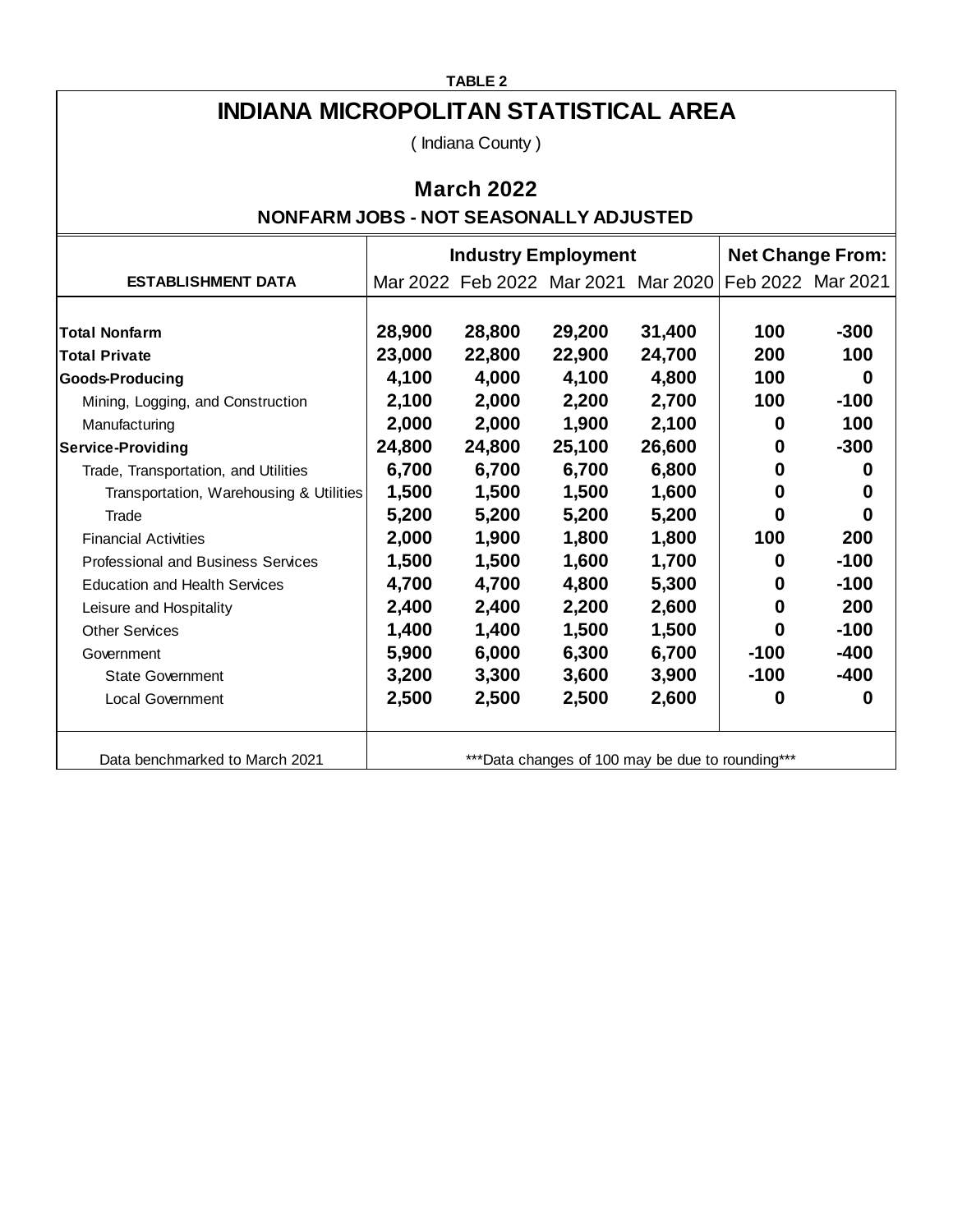**TABLE 2**

# INDIANA MICROPOLITAN STATISTICAL AREA

( Indiana County )

## March 2022

### NONFARM JOBS - NOT SEASONALLY ADJUSTED

| | Industry Employment | | | | Net Change From: | |
|---|---|---|---|---|---|---|
| **ESTABLISHMENT DATA** | Mar 2022 | Feb 2022 | Mar 2021 | Mar 2020 | Feb 2022 | Mar 2021 |
| **Total Nonfarm** | **28,900** | **28,800** | **29,200** | **31,400** | **100** | **-300** |
| **Total Private** | **23,000** | **22,800** | **22,900** | **24,700** | **200** | **100** |
| **Goods-Producing** | **4,100** | **4,000** | **4,100** | **4,800** | **100** | **0** |
| Mining, Logging, and Construction | **2,100** | **2,000** | **2,200** | **2,700** | **100** | **-100** |
| Manufacturing | **2,000** | **2,000** | **1,900** | **2,100** | **0** | **100** |
| **Service-Providing** | **24,800** | **24,800** | **25,100** | **26,600** | **0** | **-300** |
| Trade, Transportation, and Utilities | **6,700** | **6,700** | **6,700** | **6,800** | **0** | **0** |
| Transportation, Warehousing & Utilities | **1,500** | **1,500** | **1,500** | **1,600** | **0** | **0** |
| Trade | **5,200** | **5,200** | **5,200** | **5,200** | **0** | **0** |
| Financial Activities | **2,000** | **1,900** | **1,800** | **1,800** | **100** | **200** |
| Professional and Business Services | **1,500** | **1,500** | **1,600** | **1,700** | **0** | **-100** |
| Education and Health Services | **4,700** | **4,700** | **4,800** | **5,300** | **0** | **-100** |
| Leisure and Hospitality | **2,400** | **2,400** | **2,200** | **2,600** | **0** | **200** |
| Other Services | **1,400** | **1,400** | **1,500** | **1,500** | **0** | **-100** |
| Government | **5,900** | **6,000** | **6,300** | **6,700** | **-100** | **-400** |
| State Government | **3,200** | **3,300** | **3,600** | **3,900** | **-100** | **-400** |
| Local Government | **2,500** | **2,500** | **2,500** | **2,600** | **0** | **0** |

Data benchmarked to March 2021

***Data changes of 100 may be due to rounding***